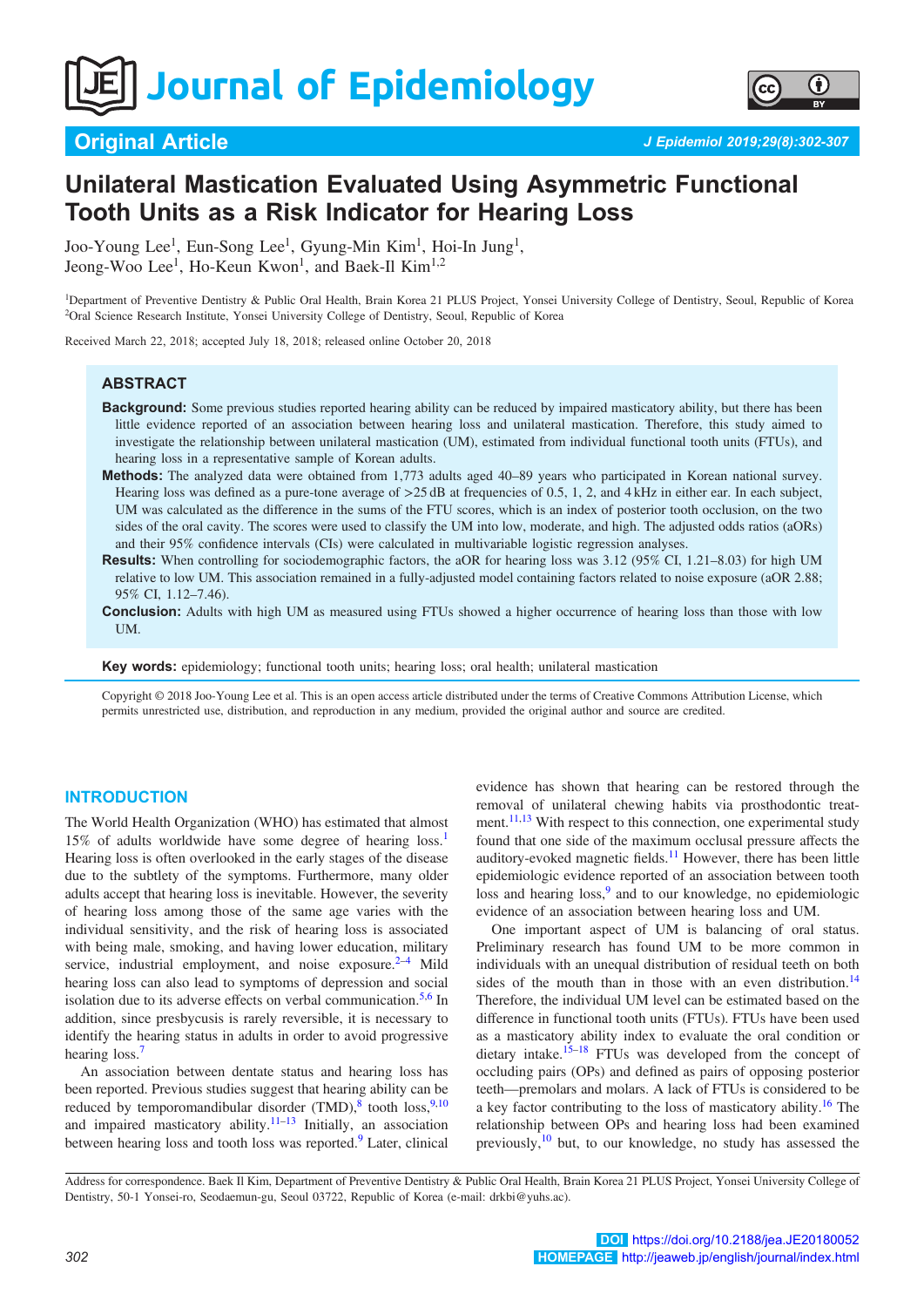# Journal of Epidemiology

## Original Article

# Unilateral Mastication Evaluated Using Asymmetric Functional Tooth Units as a Risk Indicator for Hearing Loss

Joo-Young Lee[1], Eun-Song Lee[1], Gyung-Min Kim[1], Hoi-In Jung[1], Jeong-Woo Lee[1], Ho-Keun Kwon[1], and Baek-Il Kim[1,2]

[1]Department of Preventive Dentistry & Public Oral Health, Brain Korea 21 PLUS Project, Yonsei University College of Dentistry, Seoul, Republic of Korea
[2]Oral Science Research Institute, Yonsei University College of Dentistry, Seoul, Republic of Korea

Received March 22, 2018; accepted July 18, 2018; released online October 20, 2018

## ABSTRACT

**Background:** Some previous studies reported hearing ability can be reduced by impaired masticatory ability, but there has been little evidence reported of an association between hearing loss and unilateral mastication. Therefore, this study aimed to investigate the relationship between unilateral mastication (UM), estimated from individual functional tooth units (FTUs), and hearing loss in a representative sample of Korean adults.

**Methods:** The analyzed data were obtained from 1,773 adults aged 40–89 years who participated in Korean national survey. Hearing loss was defined as a pure-tone average of >25 dB at frequencies of 0.5, 1, 2, and 4 kHz in either ear. In each subject, UM was calculated as the difference in the sums of the FTU scores, which is an index of posterior tooth occlusion, on the two sides of the oral cavity. The scores were used to classify the UM into low, moderate, and high. The adjusted odds ratios (aORs) and their 95% confidence intervals (CIs) were calculated in multivariable logistic regression analyses.

**Results:** When controlling for sociodemographic factors, the aOR for hearing loss was 3.12 (95% CI, 1.21–8.03) for high UM relative to low UM. This association remained in a fully-adjusted model containing factors related to noise exposure (aOR 2.88; 95% CI, 1.12–7.46).

**Conclusion:** Adults with high UM as measured using FTUs showed a higher occurrence of hearing loss than those with low UM.

**Key words:** epidemiology; functional tooth units; hearing loss; oral health; unilateral mastication

Copyright © 2018 Joo-Young Lee et al. This is an open access article distributed under the terms of Creative Commons Attribution License, which permits unrestricted use, distribution, and reproduction in any medium, provided the original author and source are credited.

## INTRODUCTION

The World Health Organization (WHO) has estimated that almost 15% of adults worldwide have some degree of hearing loss.[1] Hearing loss is often overlooked in the early stages of the disease due to the subtlety of the symptoms. Furthermore, many older adults accept that hearing loss is inevitable. However, the severity of hearing loss among those of the same age varies with the individual sensitivity, and the risk of hearing loss is associated with being male, smoking, and having lower education, military service, industrial employment, and noise exposure.[2–4] Mild hearing loss can also lead to symptoms of depression and social isolation due to its adverse effects on verbal communication.[5,6] In addition, since presbycusis is rarely reversible, it is necessary to identify the hearing status in adults in order to avoid progressive hearing loss.[7]

An association between dentate status and hearing loss has been reported. Previous studies suggest that hearing ability can be reduced by temporomandibular disorder (TMD),[8] tooth loss,[9,10] and impaired masticatory ability.[11–13] Initially, an association between hearing loss and tooth loss was reported.[9] Later, clinical evidence has shown that hearing can be restored through the removal of unilateral chewing habits via prosthodontic treatment.[11,13] With respect to this connection, one experimental study found that one side of the maximum occlusal pressure affects the auditory-evoked magnetic fields.[11] However, there has been little epidemiologic evidence reported of an association between tooth loss and hearing loss,[9] and to our knowledge, no epidemiologic evidence of an association between hearing loss and UM.

One important aspect of UM is balancing of oral status. Preliminary research has found UM to be more common in individuals with an unequal distribution of residual teeth on both sides of the mouth than in those with an even distribution.[14] Therefore, the individual UM level can be estimated based on the difference in functional tooth units (FTUs). FTUs have been used as a masticatory ability index to evaluate the oral condition or dietary intake.[15–18] FTUs was developed from the concept of occluding pairs (OPs) and defined as pairs of opposing posterior teeth—premolars and molars. A lack of FTUs is considered to be a key factor contributing to the loss of masticatory ability.[16] The relationship between OPs and hearing loss had been examined previously,[10] but, to our knowledge, no study has assessed the

Address for correspondence. Baek Il Kim, Department of Preventive Dentistry & Public Oral Health, Brain Korea 21 PLUS Project, Yonsei University College of Dentistry, 50-1 Yonsei-ro, Seodaemun-gu, Seoul 03722, Republic of Korea (e-mail: drkbi@yuhs.ac).

DOI https://doi.org/10.2188/jea.JE20180052
HOMEPAGE http://jeaweb.jp/english/journal/index.html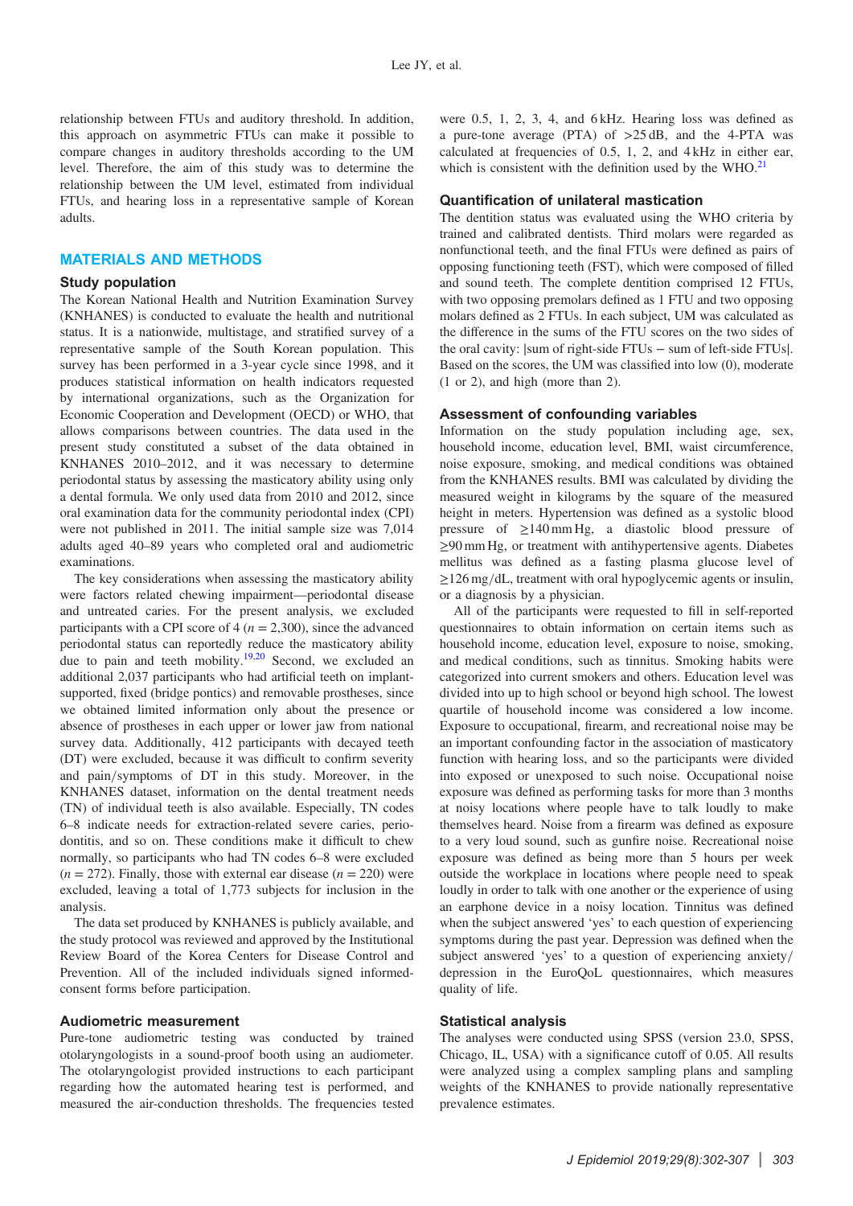relationship between FTUs and auditory threshold. In addition, this approach on asymmetric FTUs can make it possible to compare changes in auditory thresholds according to the UM level. Therefore, the aim of this study was to determine the relationship between the UM level, estimated from individual FTUs, and hearing loss in a representative sample of Korean adults.

## MATERIALS AND METHODS

### Study population

The Korean National Health and Nutrition Examination Survey (KNHANES) is conducted to evaluate the health and nutritional status. It is a nationwide, multistage, and stratified survey of a representative sample of the South Korean population. This survey has been performed in a 3-year cycle since 1998, and it produces statistical information on health indicators requested by international organizations, such as the Organization for Economic Cooperation and Development (OECD) or WHO, that allows comparisons between countries. The data used in the present study constituted a subset of the data obtained in KNHANES 2010–2012, and it was necessary to determine periodontal status by assessing the masticatory ability using only a dental formula. We only used data from 2010 and 2012, since oral examination data for the community periodontal index (CPI) were not published in 2011. The initial sample size was 7,014 adults aged 40–89 years who completed oral and audiometric examinations.

The key considerations when assessing the masticatory ability were factors related chewing impairment—periodontal disease and untreated caries. For the present analysis, we excluded participants with a CPI score of 4 ($n = 2{,}300$), since the advanced periodontal status can reportedly reduce the masticatory ability due to pain and teeth mobility.[19,20] Second, we excluded an additional 2,037 participants who had artificial teeth on implant-supported, fixed (bridge pontics) and removable prostheses, since we obtained limited information only about the presence or absence of prostheses in each upper or lower jaw from national survey data. Additionally, 412 participants with decayed teeth (DT) were excluded, because it was difficult to confirm severity and pain/symptoms of DT in this study. Moreover, in the KNHANES dataset, information on the dental treatment needs (TN) of individual teeth is also available. Especially, TN codes 6–8 indicate needs for extraction-related severe caries, periodontitis, and so on. These conditions make it difficult to chew normally, so participants who had TN codes 6–8 were excluded ($n = 272$). Finally, those with external ear disease ($n = 220$) were excluded, leaving a total of 1,773 subjects for inclusion in the analysis.

The data set produced by KNHANES is publicly available, and the study protocol was reviewed and approved by the Institutional Review Board of the Korea Centers for Disease Control and Prevention. All of the included individuals signed informed-consent forms before participation.

### Audiometric measurement

Pure-tone audiometric testing was conducted by trained otolaryngologists in a sound-proof booth using an audiometer. The otolaryngologist provided instructions to each participant regarding how the automated hearing test is performed, and measured the air-conduction thresholds. The frequencies tested were 0.5, 1, 2, 3, 4, and 6 kHz. Hearing loss was defined as a pure-tone average (PTA) of >25 dB, and the 4-PTA was calculated at frequencies of 0.5, 1, 2, and 4 kHz in either ear, which is consistent with the definition used by the WHO.[21]

### Quantification of unilateral mastication

The dentition status was evaluated using the WHO criteria by trained and calibrated dentists. Third molars were regarded as nonfunctional teeth, and the final FTUs were defined as pairs of opposing functioning teeth (FST), which were composed of filled and sound teeth. The complete dentition comprised 12 FTUs, with two opposing premolars defined as 1 FTU and two opposing molars defined as 2 FTUs. In each subject, UM was calculated as the difference in the sums of the FTU scores on the two sides of the oral cavity: |sum of right-side FTUs − sum of left-side FTUs|. Based on the scores, the UM was classified into low (0), moderate (1 or 2), and high (more than 2).

### Assessment of confounding variables

Information on the study population including age, sex, household income, education level, BMI, waist circumference, noise exposure, smoking, and medical conditions was obtained from the KNHANES results. BMI was calculated by dividing the measured weight in kilograms by the square of the measured height in meters. Hypertension was defined as a systolic blood pressure of ≥140 mm Hg, a diastolic blood pressure of ≥90 mm Hg, or treatment with antihypertensive agents. Diabetes mellitus was defined as a fasting plasma glucose level of ≥126 mg/dL, treatment with oral hypoglycemic agents or insulin, or a diagnosis by a physician.

All of the participants were requested to fill in self-reported questionnaires to obtain information on certain items such as household income, education level, exposure to noise, smoking, and medical conditions, such as tinnitus. Smoking habits were categorized into current smokers and others. Education level was divided into up to high school or beyond high school. The lowest quartile of household income was considered a low income. Exposure to occupational, firearm, and recreational noise may be an important confounding factor in the association of masticatory function with hearing loss, and so the participants were divided into exposed or unexposed to such noise. Occupational noise exposure was defined as performing tasks for more than 3 months at noisy locations where people have to talk loudly to make themselves heard. Noise from a firearm was defined as exposure to a very loud sound, such as gunfire noise. Recreational noise exposure was defined as being more than 5 hours per week outside the workplace in locations where people need to speak loudly in order to talk with one another or the experience of using an earphone device in a noisy location. Tinnitus was defined when the subject answered 'yes' to each question of experiencing symptoms during the past year. Depression was defined when the subject answered 'yes' to a question of experiencing anxiety/depression in the EuroQoL questionnaires, which measures quality of life.

### Statistical analysis

The analyses were conducted using SPSS (version 23.0, SPSS, Chicago, IL, USA) with a significance cutoff of 0.05. All results were analyzed using a complex sampling plans and sampling weights of the KNHANES to provide nationally representative prevalence estimates.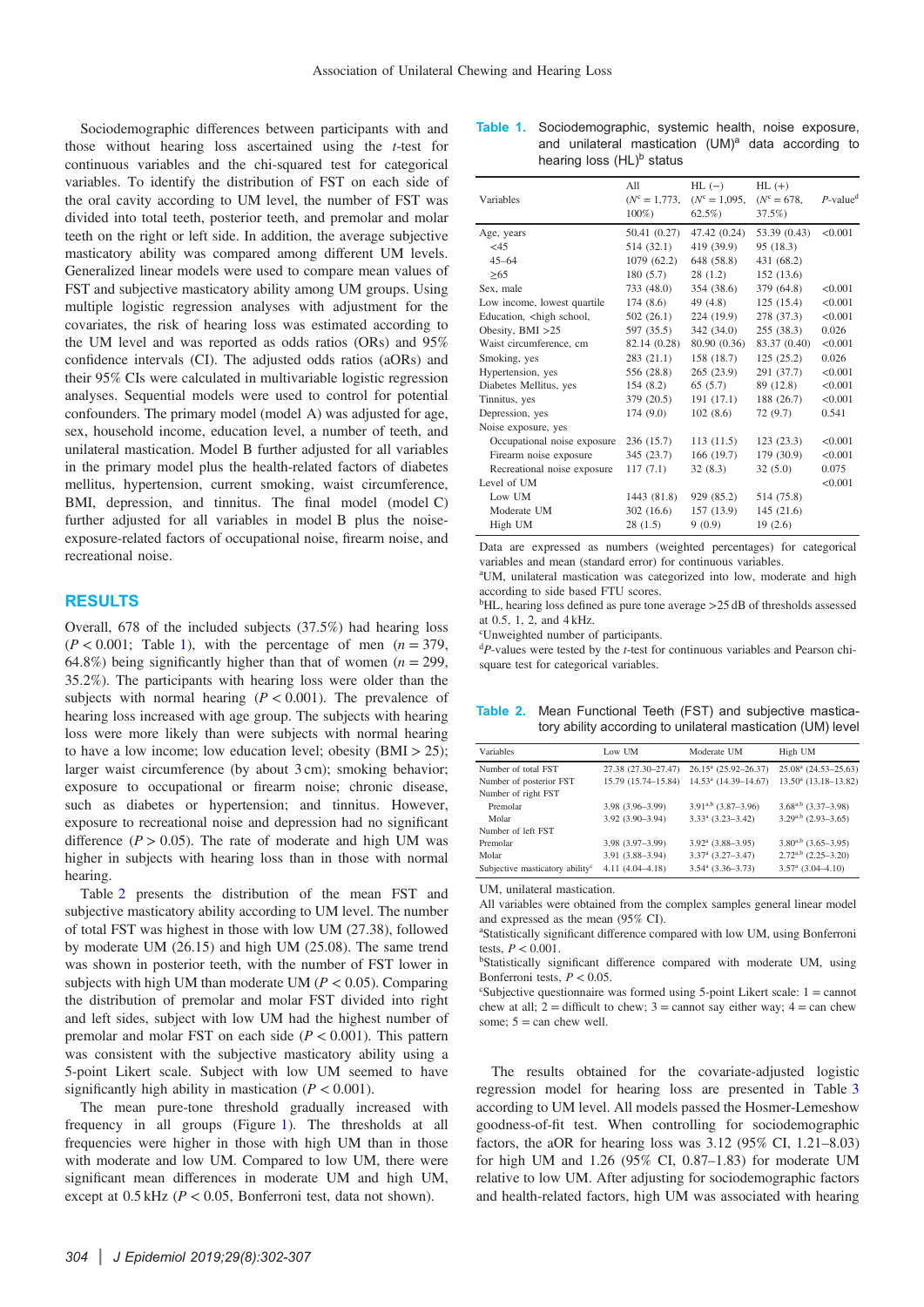Sociodemographic differences between participants with and those without hearing loss ascertained using the *t*-test for continuous variables and the chi-squared test for categorical variables. To identify the distribution of FST on each side of the oral cavity according to UM level, the number of FST was divided into total teeth, posterior teeth, and premolar and molar teeth on the right or left side. In addition, the average subjective masticatory ability was compared among different UM levels. Generalized linear models were used to compare mean values of FST and subjective masticatory ability among UM groups. Using multiple logistic regression analyses with adjustment for the covariates, the risk of hearing loss was estimated according to the UM level and was reported as odds ratios (ORs) and 95% confidence intervals (CI). The adjusted odds ratios (aORs) and their 95% CIs were calculated in multivariable logistic regression analyses. Sequential models were used to control for potential confounders. The primary model (model A) was adjusted for age, sex, household income, education level, a number of teeth, and unilateral mastication. Model B further adjusted for all variables in the primary model plus the health-related factors of diabetes mellitus, hypertension, current smoking, waist circumference, BMI, depression, and tinnitus. The final model (model C) further adjusted for all variables in model B plus the noise-exposure-related factors of occupational noise, firearm noise, and recreational noise.

## RESULTS

Overall, 678 of the included subjects (37.5%) had hearing loss ($P < 0.001$; Table 1), with the percentage of men ($n = 379$, 64.8%) being significantly higher than that of women ($n = 299$, 35.2%). The participants with hearing loss were older than the subjects with normal hearing ($P < 0.001$). The prevalence of hearing loss increased with age group. The subjects with hearing loss were more likely than were subjects with normal hearing to have a low income; low education level; obesity (BMI > 25); larger waist circumference (by about 3 cm); smoking behavior; exposure to occupational or firearm noise; chronic disease, such as diabetes or hypertension; and tinnitus. However, exposure to recreational noise and depression had no significant difference ($P > 0.05$). The rate of moderate and high UM was higher in subjects with hearing loss than in those with normal hearing.

Table 2 presents the distribution of the mean FST and subjective masticatory ability according to UM level. The number of total FST was highest in those with low UM (27.38), followed by moderate UM (26.15) and high UM (25.08). The same trend was shown in posterior teeth, with the number of FST lower in subjects with high UM than moderate UM ($P < 0.05$). Comparing the distribution of premolar and molar FST divided into right and left sides, subject with low UM had the highest number of premolar and molar FST on each side ($P < 0.001$). This pattern was consistent with the subjective masticatory ability using a 5-point Likert scale. Subject with low UM seemed to have significantly high ability in mastication ($P < 0.001$).

The mean pure-tone threshold gradually increased with frequency in all groups (Figure 1). The thresholds at all frequencies were higher in those with high UM than in those with moderate and low UM. Compared to low UM, there were significant mean differences in moderate UM and high UM, except at 0.5 kHz ($P < 0.05$, Bonferroni test, data not shown).

**Table 1.** Sociodemographic, systemic health, noise exposure, and unilateral mastication (UM)[a] data according to hearing loss (HL)[b] status

| Variables | All ($N^c$ = 1,773, 100%) | HL (−) ($N^c$ = 1,095, 62.5%) | HL (+) ($N^c$ = 678, 37.5%) | *P*-value[d] |
|---|---|---|---|---|
| Age, years | 50.41 (0.27) | 47.42 (0.24) | 53.39 (0.43) | <0.001 |
| <45 | 514 (32.1) | 419 (39.9) | 95 (18.3) | |
| 45–64 | 1079 (62.2) | 648 (58.8) | 431 (68.2) | |
| ≥65 | 180 (5.7) | 28 (1.2) | 152 (13.6) | |
| Sex, male | 733 (48.0) | 354 (38.6) | 379 (64.8) | <0.001 |
| Low income, lowest quartile | 174 (8.6) | 49 (4.8) | 125 (15.4) | <0.001 |
| Education, <high school, | 502 (26.1) | 224 (19.9) | 278 (37.3) | <0.001 |
| Obesity, BMI >25 | 597 (35.5) | 342 (34.0) | 255 (38.3) | 0.026 |
| Waist circumference, cm | 82.14 (0.28) | 80.90 (0.36) | 83.37 (0.40) | <0.001 |
| Smoking, yes | 283 (21.1) | 158 (18.7) | 125 (25.2) | 0.026 |
| Hypertension, yes | 556 (28.8) | 265 (23.9) | 291 (37.7) | <0.001 |
| Diabetes Mellitus, yes | 154 (8.2) | 65 (5.7) | 89 (12.8) | <0.001 |
| Tinnitus, yes | 379 (20.5) | 191 (17.1) | 188 (26.7) | <0.001 |
| Depression, yes | 174 (9.0) | 102 (8.6) | 72 (9.7) | 0.541 |
| Noise exposure, yes | | | | |
| Occupational noise exposure | 236 (15.7) | 113 (11.5) | 123 (23.3) | <0.001 |
| Firearm noise exposure | 345 (23.7) | 166 (19.7) | 179 (30.9) | <0.001 |
| Recreational noise exposure | 117 (7.1) | 32 (8.3) | 32 (5.0) | 0.075 |
| Level of UM | | | | <0.001 |
| Low UM | 1443 (81.8) | 929 (85.2) | 514 (75.8) | |
| Moderate UM | 302 (16.6) | 157 (13.9) | 145 (21.6) | |
| High UM | 28 (1.5) | 9 (0.9) | 19 (2.6) | |

Data are expressed as numbers (weighted percentages) for categorical variables and mean (standard error) for continuous variables.
[a]UM, unilateral mastication was categorized into low, moderate and high according to side based FTU scores.
[b]HL, hearing loss defined as pure tone average >25 dB of thresholds assessed at 0.5, 1, 2, and 4 kHz.
[c]Unweighted number of participants.
[d]*P*-values were tested by the *t*-test for continuous variables and Pearson chi-square test for categorical variables.

**Table 2.** Mean Functional Teeth (FST) and subjective masticatory ability according to unilateral mastication (UM) level

| Variables | Low UM | Moderate UM | High UM |
|---|---|---|---|
| Number of total FST | 27.38 (27.30–27.47) | 26.15[a] (25.92–26.37) | 25.08[a] (24.53–25.63) |
| Number of posterior FST | 15.79 (15.74–15.84) | 14.53[a] (14.39–14.67) | 13.50[a] (13.18–13.82) |
| Number of right FST | | | |
| Premolar | 3.98 (3.96–3.99) | 3.91[a,b] (3.87–3.96) | 3.68[a,b] (3.37–3.98) |
| Molar | 3.92 (3.90–3.94) | 3.33[a] (3.23–3.42) | 3.29[a,b] (2.93–3.65) |
| Number of left FST | | | |
| Premolar | 3.98 (3.97–3.99) | 3.92[a] (3.88–3.95) | 3.80[a,b] (3.65–3.95) |
| Molar | 3.91 (3.88–3.94) | 3.37[a] (3.27–3.47) | 2.72[a,b] (2.25–3.20) |
| Subjective mastication ability[c] | 4.11 (4.04–4.18) | 3.54[a] (3.36–3.73) | 3.57[a] (3.04–4.10) |

UM, unilateral mastication.
All variables were obtained from the complex samples general linear model and expressed as the mean (95% CI).
[a]Statistically significant difference compared with low UM, using Bonferroni tests, $P < 0.001$.
[b]Statistically significant difference compared with moderate UM, using Bonferroni tests, $P < 0.05$.
[c]Subjective questionnaire was formed using 5-point Likert scale: 1 = cannot chew at all; 2 = difficult to chew; 3 = cannot say either way; 4 = can chew some; 5 = can chew well.

The results obtained for the covariate-adjusted logistic regression model for hearing loss are presented in Table 3 according to UM level. All models passed the Hosmer-Lemeshow goodness-of-fit test. When controlling for sociodemographic factors, the aOR for hearing loss was 3.12 (95% CI, 1.21–8.03) for high UM and 1.26 (95% CI, 0.87–1.83) for moderate UM relative to low UM. After adjusting for sociodemographic factors and health-related factors, high UM was associated with hearing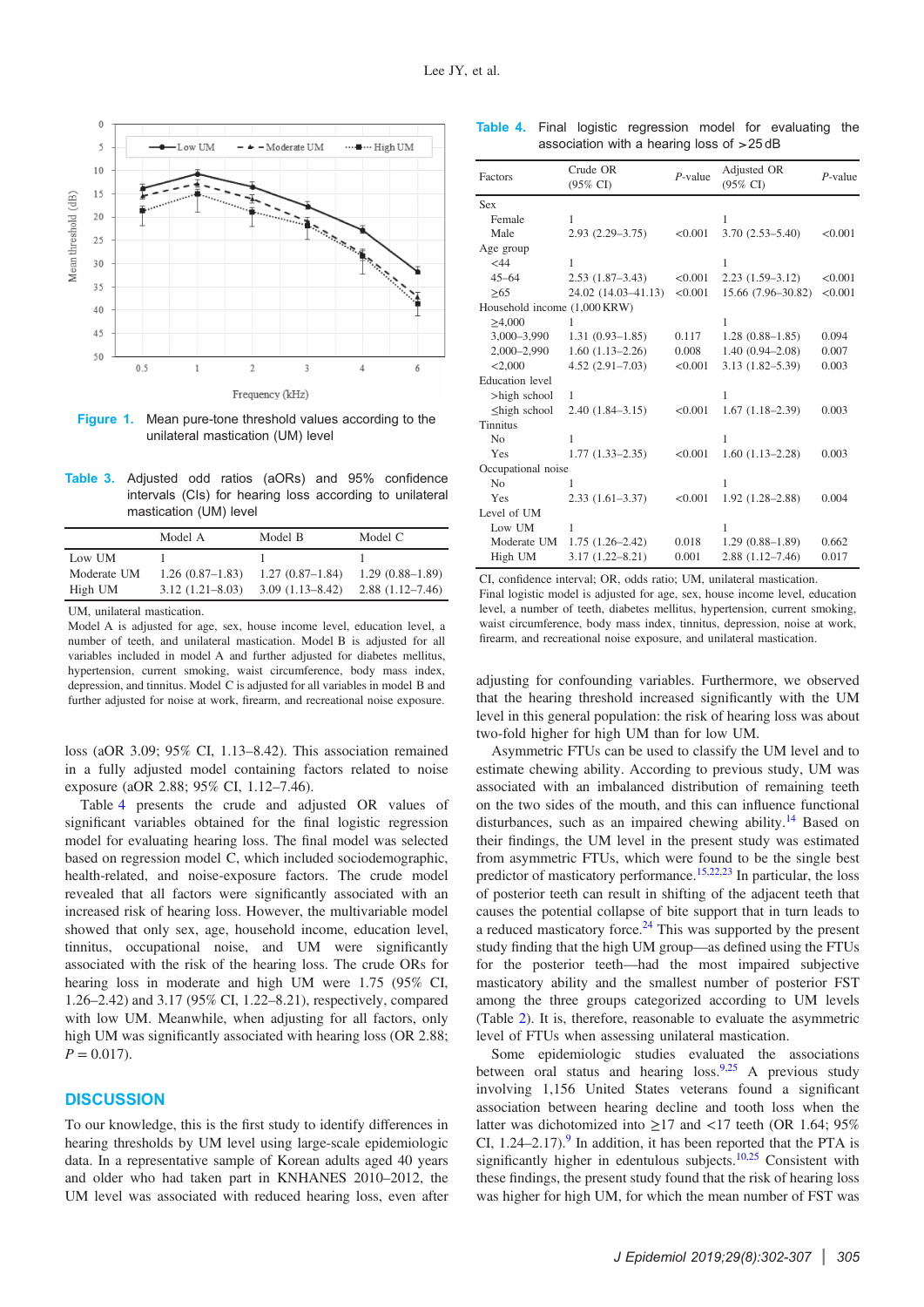Figure 1. Mean pure-tone threshold values according to the unilateral mastication (UM) level

Table 3. Adjusted odd ratios (aORs) and 95% confidence intervals (CIs) for hearing loss according to unilateral mastication (UM) level

| | Model A | Model B | Model C |
|---|---|---|---|
| Low UM | 1 | 1 | 1 |
| Moderate UM | 1.26 (0.87–1.83) | 1.27 (0.87–1.84) | 1.29 (0.88–1.89) |
| High UM | 3.12 (1.21–8.03) | 3.09 (1.13–8.42) | 2.88 (1.12–7.46) |

UM, unilateral mastication.
Model A is adjusted for age, sex, house income level, education level, a number of teeth, and unilateral mastication. Model B is adjusted for all variables included in model A and further adjusted for diabetes mellitus, hypertension, current smoking, waist circumference, body mass index, depression, and tinnitus. Model C is adjusted for all variables in model B and further adjusted for noise at work, firearm, and recreational noise exposure.

loss (aOR 3.09; 95% CI, 1.13–8.42). This association remained in a fully adjusted model containing factors related to noise exposure (aOR 2.88; 95% CI, 1.12–7.46).

Table 4 presents the crude and adjusted OR values of significant variables obtained for the final logistic regression model for evaluating hearing loss. The final model was selected based on regression model C, which included sociodemographic, health-related, and noise-exposure factors. The crude model revealed that all factors were significantly associated with an increased risk of hearing loss. However, the multivariable model showed that only sex, age, household income, education level, tinnitus, occupational noise, and UM were significantly associated with the risk of the hearing loss. The crude ORs for hearing loss in moderate and high UM were 1.75 (95% CI, 1.26–2.42) and 3.17 (95% CI, 1.22–8.21), respectively, compared with low UM. Meanwhile, when adjusting for all factors, only high UM was significantly associated with hearing loss (OR 2.88; $P = 0.017$).

## DISCUSSION

To our knowledge, this is the first study to identify differences in hearing thresholds by UM level using large-scale epidemiologic data. In a representative sample of Korean adults aged 40 years and older who had taken part in KNHANES 2010–2012, the UM level was associated with reduced hearing loss, even after adjusting for confounding variables. Furthermore, we observed that the hearing threshold increased significantly with the UM level in this general population: the risk of hearing loss was about two-fold higher for high UM than for low UM.

Asymmetric FTUs can be used to classify the UM level and to estimate chewing ability. According to previous study, UM was associated with an imbalanced distribution of remaining teeth on the two sides of the mouth, and this can influence functional disturbances, such as an impaired chewing ability.[14] Based on their findings, the UM level in the present study was estimated from asymmetric FTUs, which were found to be the single best predictor of masticatory performance.[15,22,23] In particular, the loss of posterior teeth can result in shifting of the adjacent teeth that causes the potential collapse of bite support that in turn leads to a reduced masticatory force.[24] This was supported by the present study finding that the high UM group—as defined using the FTUs for the posterior teeth—had the most impaired subjective masticatory ability and the smallest number of posterior FST among the three groups categorized according to UM levels (Table 2). It is, therefore, reasonable to evaluate the asymmetric level of FTUs when assessing unilateral mastication.

Some epidemiologic studies evaluated the associations between oral status and hearing loss.[9,25] A previous study involving 1,156 United States veterans found a significant association between hearing decline and tooth loss when the latter was dichotomized into ≥17 and <17 teeth (OR 1.64; 95% CI, 1.24–2.17).[9] In addition, it has been reported that the PTA is significantly higher in edentulous subjects.[10,25] Consistent with these findings, the present study found that the risk of hearing loss was higher for high UM, for which the mean number of FST was

Table 4. Final logistic regression model for evaluating the association with a hearing loss of >25 dB

| Factors | Crude OR (95% CI) | P-value | Adjusted OR (95% CI) | P-value |
|---|---|---|---|---|
| Sex | | | | |
| Female | 1 | | 1 | |
| Male | 2.93 (2.29–3.75) | <0.001 | 3.70 (2.53–5.40) | <0.001 |
| Age group | | | | |
| <44 | 1 | | 1 | |
| 45–64 | 2.53 (1.87–3.43) | <0.001 | 2.23 (1.59–3.12) | <0.001 |
| ≥65 | 24.02 (14.03–41.13) | <0.001 | 15.66 (7.96–30.82) | <0.001 |
| Household income (1,000 KRW) | | | | |
| ≥4,000 | 1 | | 1 | |
| 3,000–3,990 | 1.31 (0.93–1.85) | 0.117 | 1.28 (0.88–1.85) | 0.094 |
| 2,000–2,990 | 1.60 (1.13–2.26) | 0.008 | 1.40 (0.94–2.08) | 0.007 |
| <2,000 | 4.52 (2.91–7.03) | <0.001 | 3.13 (1.82–5.39) | 0.003 |
| Education level | | | | |
| >high school | 1 | | 1 | |
| ≤high school | 2.40 (1.84–3.15) | <0.001 | 1.67 (1.18–2.39) | 0.003 |
| Tinnitus | | | | |
| No | 1 | | 1 | |
| Yes | 1.77 (1.33–2.35) | <0.001 | 1.60 (1.13–2.28) | 0.003 |
| Occupational noise | | | | |
| No | 1 | | 1 | |
| Yes | 2.33 (1.61–3.37) | <0.001 | 1.92 (1.28–2.88) | 0.004 |
| Level of UM | | | | |
| Low UM | 1 | | 1 | |
| Moderate UM | 1.75 (1.26–2.42) | 0.018 | 1.29 (0.88–1.89) | 0.662 |
| High UM | 3.17 (1.22–8.21) | 0.001 | 2.88 (1.12–7.46) | 0.017 |

CI, confidence interval; OR, odds ratio; UM, unilateral mastication.
Final logistic model is adjusted for age, sex, house income level, education level, a number of teeth, diabetes mellitus, hypertension, current smoking, waist circumference, body mass index, tinnitus, depression, noise at work, firearm, and recreational noise exposure, and unilateral mastication.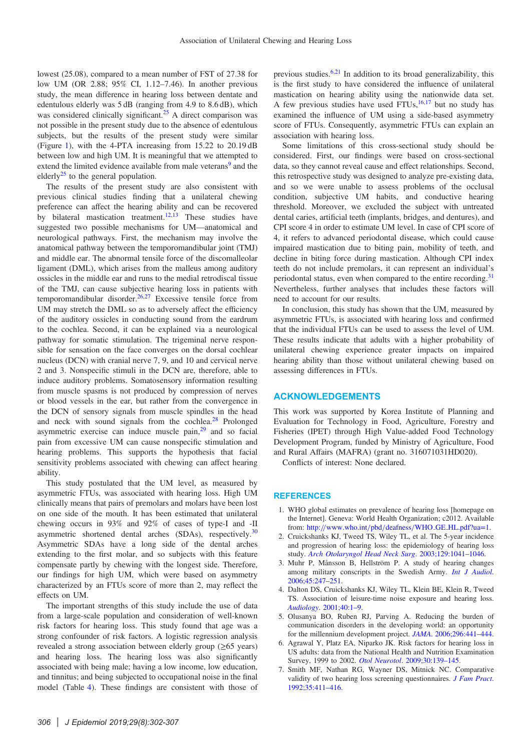lowest (25.08), compared to a mean number of FST of 27.38 for low UM (OR 2.88; 95% CI, 1.12–7.46). In another previous study, the mean difference in hearing loss between dentate and edentulous elderly was 5 dB (ranging from 4.9 to 8.6 dB), which was considered clinically significant.[25] A direct comparison was not possible in the present study due to the absence of edentulous subjects, but the results of the present study were similar (Figure 1), with the 4-PTA increasing from 15.22 to 20.19 dB between low and high UM. It is meaningful that we attempted to extend the limited evidence available from male veterans[9] and the elderly[25] to the general population.

The results of the present study are also consistent with previous clinical studies finding that a unilateral chewing preference can affect the hearing ability and can be recovered by bilateral mastication treatment.[12,13] These studies have suggested two possible mechanisms for UM—anatomical and neurological pathways. First, the mechanism may involve the anatomical pathway between the temporomandibular joint (TMJ) and middle ear. The abnormal tensile force of the discomalleolar ligament (DML), which arises from the malleus among auditory ossicles in the middle ear and runs to the medial retrodiscal tissue of the TMJ, can cause subjective hearing loss in patients with temporomandibular disorder.[26,27] Excessive tensile force from UM may stretch the DML so as to adversely affect the efficiency of the auditory ossicles in conducting sound from the eardrum to the cochlea. Second, it can be explained via a neurological pathway for somatic stimulation. The trigeminal nerve responsible for sensation on the face converges on the dorsal cochlear nucleus (DCN) with cranial nerve 7, 9, and 10 and cervical nerve 2 and 3. Nonspecific stimuli in the DCN are, therefore, able to induce auditory problems. Somatosensory information resulting from muscle spasms is not produced by compression of nerves or blood vessels in the ear, but rather from the convergence in the DCN of sensory signals from muscle spindles in the head and neck with sound signals from the cochlea.[28] Prolonged asymmetric exercise can induce muscle pain,[29] and so facial pain from excessive UM can cause nonspecific stimulation and hearing problems. This supports the hypothesis that facial sensitivity problems associated with chewing can affect hearing ability.

This study postulated that the UM level, as measured by asymmetric FTUs, was associated with hearing loss. High UM clinically means that pairs of premolars and molars have been lost on one side of the mouth. It has been estimated that unilateral chewing occurs in 93% and 92% of cases of type-I and -II asymmetric shortened dental arches (SDAs), respectively.[30] Asymmetric SDAs have a long side of the dental arches extending to the first molar, and so subjects with this feature compensate partly by chewing with the longest side. Therefore, our findings for high UM, which were based on asymmetry characterized by an FTUs score of more than 2, may reflect the effects on UM.

The important strengths of this study include the use of data from a large-scale population and consideration of well-known risk factors for hearing loss. This study found that age was a strong confounder of risk factors. A logistic regression analysis revealed a strong association between elderly group (≥65 years) and hearing loss. The hearing loss was also significantly associated with being male; having a low income, low education, and tinnitus; and being subjected to occupational noise in the final model (Table 4). These findings are consistent with those of previous studies.[6,21] In addition to its broad generalizability, this is the first study to have considered the influence of unilateral mastication on hearing ability using the nationwide data set. A few previous studies have used FTUs,[16,17] but no study has examined the influence of UM using a side-based asymmetry score of FTUs. Consequently, asymmetric FTUs can explain an association with hearing loss.

Some limitations of this cross-sectional study should be considered. First, our findings were based on cross-sectional data, so they cannot reveal cause and effect relationships. Second, this retrospective study was designed to analyze pre-existing data, and so we were unable to assess problems of the occlusal condition, subjective UM habits, and conductive hearing threshold. Moreover, we excluded the subject with untreated dental caries, artificial teeth (implants, bridges, and dentures), and CPI score 4 in order to estimate UM level. In case of CPI score of 4, it refers to advanced periodontal disease, which could cause impaired mastication due to biting pain, mobility of teeth, and decline in biting force during mastication. Although CPI index teeth do not include premolars, it can represent an individual's periodontal status, even when compared to the entire recording.[31] Nevertheless, further analyses that includes these factors will need to account for our results.

In conclusion, this study has shown that the UM, measured by asymmetric FTUs, is associated with hearing loss and confirmed that the individual FTUs can be used to assess the level of UM. These results indicate that adults with a higher probability of unilateral chewing experience greater impacts on impaired hearing ability than those without unilateral chewing based on assessing differences in FTUs.

## ACKNOWLEDGEMENTS

This work was supported by Korea Institute of Planning and Evaluation for Technology in Food, Agriculture, Forestry and Fisheries (IPET) through High Value-added Food Technology Development Program, funded by Ministry of Agriculture, Food and Rural Affairs (MAFRA) (grant no. 316071031HD020).

Conflicts of interest: None declared.

## REFERENCES

1. WHO global estimates on prevalence of hearing loss [homepage on the Internet]. Geneva: World Health Organization; c2012. Available from: http://www.who.int/pbd/deafness/WHO_GE_HL.pdf?ua=1.
2. Cruickshanks KJ, Tweed TS, Wiley TL, et al. The 5-year incidence and progression of hearing loss: the epidemiology of hearing loss study. *Arch Otolaryngol Head Neck Surg*. 2003;129:1041–1046.
3. Muhr P, Månsson B, Hellström P. A study of hearing changes among military conscripts in the Swedish Army. *Int J Audiol*. 2006;45:247–251.
4. Dalton DS, Cruickshanks KJ, Wiley TL, Klein BE, Klein R, Tweed TS. Association of leisure-time noise exposure and hearing loss. *Audiology*. 2001;40:1–9.
5. Olusanya BO, Ruben RJ, Parving A. Reducing the burden of communication disorders in the developing world: an opportunity for the millennium development project. *JAMA*. 2006;296:441–444.
6. Agrawal Y, Platz EA, Niparko JK. Risk factors for hearing loss in US adults: data from the National Health and Nutrition Examination Survey, 1999 to 2002. *Otol Neurotol*. 2009;30:139–145.
7. Smith MF, Nathan RG, Wayner DS, Mitnick NC. Comparative validity of two hearing loss screening questionnaires. *J Fam Pract*. 1992;35:411–416.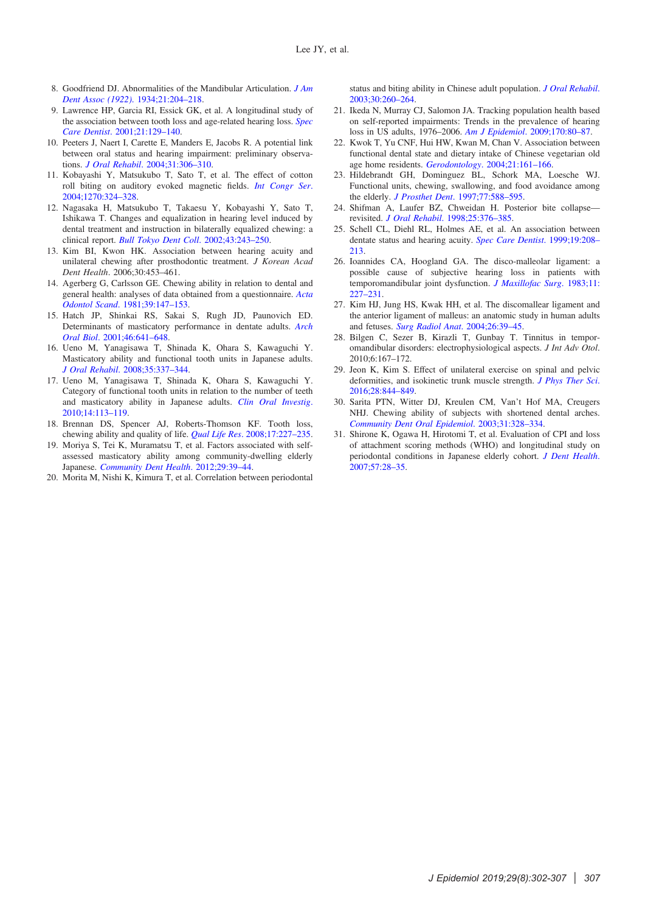8. Goodfriend DJ. Abnormalities of the Mandibular Articulation. *J Am Dent Assoc (1922)*. 1934;21:204–218.
9. Lawrence HP, Garcia RI, Essick GK, et al. A longitudinal study of the association between tooth loss and age-related hearing loss. *Spec Care Dentist*. 2001;21:129–140.
10. Peeters J, Naert I, Carette E, Manders E, Jacobs R. A potential link between oral status and hearing impairment: preliminary observations. *J Oral Rehabil*. 2004;31:306–310.
11. Kobayashi Y, Matsukubo T, Sato T, et al. The effect of cotton roll biting on auditory evoked magnetic fields. *Int Congr Ser*. 2004;1270:324–328.
12. Nagasaka H, Matsukubo T, Takaesu Y, Kobayashi Y, Sato T, Ishikawa T. Changes and equalization in hearing level induced by dental treatment and instruction in bilaterally equalized chewing: a clinical report. *Bull Tokyo Dent Coll*. 2002;43:243–250.
13. Kim BI, Kwon HK. Association between hearing acuity and unilateral chewing after prosthodontic treatment. *J Korean Acad Dent Health*. 2006;30:453–461.
14. Agerberg G, Carlsson GE. Chewing ability in relation to dental and general health: analyses of data obtained from a questionnaire. *Acta Odontol Scand*. 1981;39:147–153.
15. Hatch JP, Shinkai RS, Sakai S, Rugh JD, Paunovich ED. Determinants of masticatory performance in dentate adults. *Arch Oral Biol*. 2001;46:641–648.
16. Ueno M, Yanagisawa T, Shinada K, Ohara S, Kawaguchi Y. Masticatory ability and functional tooth units in Japanese adults. *J Oral Rehabil*. 2008;35:337–344.
17. Ueno M, Yanagisawa T, Shinada K, Ohara S, Kawaguchi Y. Category of functional tooth units in relation to the number of teeth and masticatory ability in Japanese adults. *Clin Oral Investig*. 2010;14:113–119.
18. Brennan DS, Spencer AJ, Roberts-Thomson KF. Tooth loss, chewing ability and quality of life. *Qual Life Res*. 2008;17:227–235.
19. Moriya S, Tei K, Muramatsu T, et al. Factors associated with self-assessed masticatory ability among community-dwelling elderly Japanese. *Community Dent Health*. 2012;29:39–44.
20. Morita M, Nishi K, Kimura T, et al. Correlation between periodontal status and biting ability in Chinese adult population. *J Oral Rehabil*. 2003;30:260–264.
21. Ikeda N, Murray CJ, Salomon JA. Tracking population health based on self-reported impairments: Trends in the prevalence of hearing loss in US adults, 1976–2006. *Am J Epidemiol*. 2009;170:80–87.
22. Kwok T, Yu CNF, Hui HW, Kwan M, Chan V. Association between functional dental state and dietary intake of Chinese vegetarian old age home residents. *Gerodontology*. 2004;21:161–166.
23. Hildebrandt GH, Dominguez BL, Schork MA, Loesche WJ. Functional units, chewing, swallowing, and food avoidance among the elderly. *J Prosthet Dent*. 1997;77:588–595.
24. Shifman A, Laufer BZ, Chweidan H. Posterior bite collapse—revisited. *J Oral Rehabil*. 1998;25:376–385.
25. Schell CL, Diehl RL, Holmes AE, et al. An association between dentate status and hearing acuity. *Spec Care Dentist*. 1999;19:208–213.
26. Ioannides CA, Hoogland GA. The disco-malleolar ligament: a possible cause of subjective hearing loss in patients with temporomandibular joint dysfunction. *J Maxillofac Surg*. 1983;11:227–231.
27. Kim HJ, Jung HS, Kwak HH, et al. The discomallear ligament and the anterior ligament of malleus: an anatomic study in human adults and fetuses. *Surg Radiol Anat*. 2004;26:39–45.
28. Bilgen C, Sezer B, Kirazli T, Gunbay T. Tinnitus in temporomandibular disorders: electrophysiological aspects. *J Int Adv Otol*. 2010;6:167–172.
29. Jeon K, Kim S. Effect of unilateral exercise on spinal and pelvic deformities, and isokinetic trunk muscle strength. *J Phys Ther Sci*. 2016;28:844–849.
30. Sarita PTN, Witter DJ, Kreulen CM, Van't Hof MA, Creugers NHJ. Chewing ability of subjects with shortened dental arches. *Community Dent Oral Epidemiol*. 2003;31:328–334.
31. Shirone K, Ogawa H, Hirotomi T, et al. Evaluation of CPI and loss of attachment scoring methods (WHO) and longitudinal study on periodontal conditions in Japanese elderly cohort. *J Dent Health*. 2007;57:28–35.